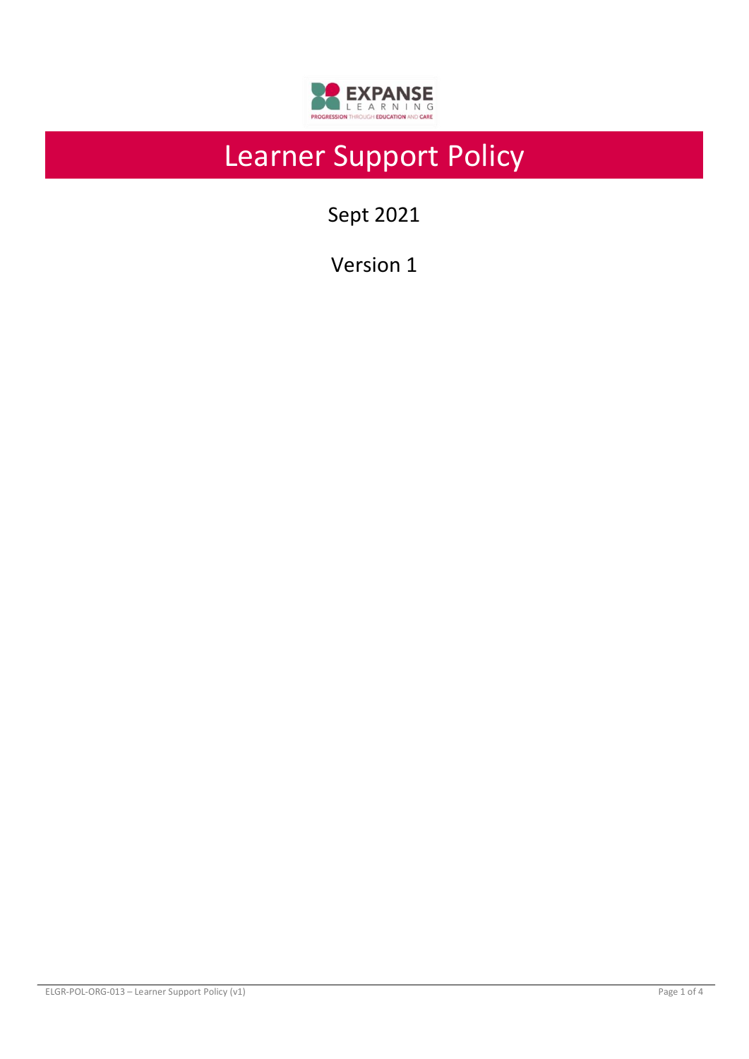EXPANSE LEARNING

PROGRESSION THROUGH EDUCATION AND CARE

# Learner Support Policy

Sept 2021

Version 1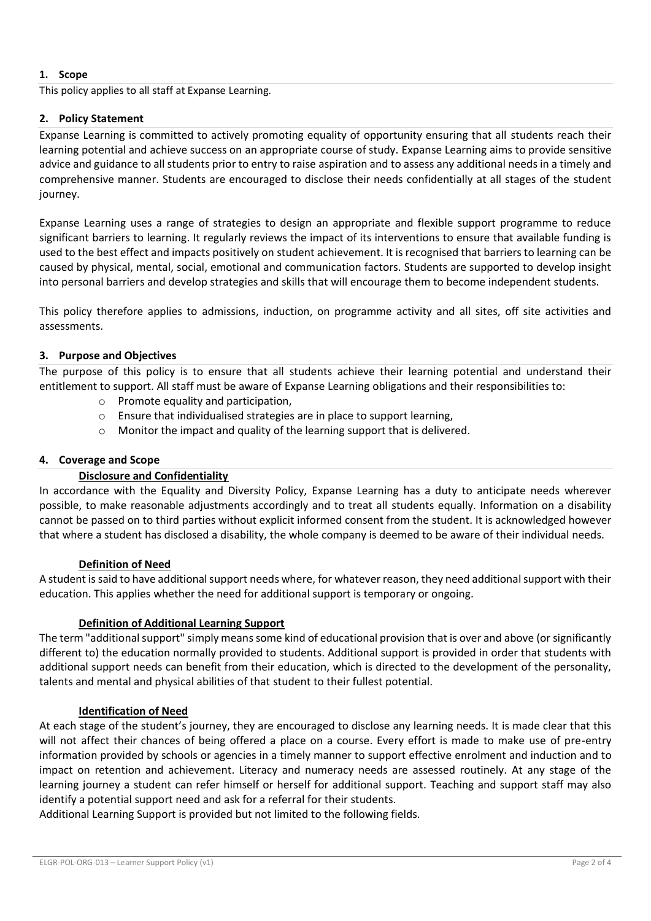## 1. Scope

This policy applies to all staff at Expanse Learning.

## 2. Policy Statement

Expanse Learning is committed to actively promoting equality of opportunity ensuring that all students reach their learning potential and achieve success on an appropriate course of study. Expanse Learning aims to provide sensitive advice and guidance to all students prior to entry to raise aspiration and to assess any additional needs in a timely and comprehensive manner. Students are encouraged to disclose their needs confidentially at all stages of the student journey.

Expanse Learning uses a range of strategies to design an appropriate and flexible support programme to reduce significant barriers to learning. It regularly reviews the impact of its interventions to ensure that available funding is used to the best effect and impacts positively on student achievement. It is recognised that barriers to learning can be caused by physical, mental, social, emotional and communication factors. Students are supported to develop insight into personal barriers and develop strategies and skills that will encourage them to become independent students.

This policy therefore applies to admissions, induction, on programme activity and all sites, off site activities and assessments.

## 3. Purpose and Objectives

The purpose of this policy is to ensure that all students achieve their learning potential and understand their entitlement to support. All staff must be aware of Expanse Learning obligations and their responsibilities to:

- Promote equality and participation,
- Ensure that individualised strategies are in place to support learning,
- Monitor the impact and quality of the learning support that is delivered.

## 4. Coverage and Scope

### Disclosure and Confidentiality

In accordance with the Equality and Diversity Policy, Expanse Learning has a duty to anticipate needs wherever possible, to make reasonable adjustments accordingly and to treat all students equally. Information on a disability cannot be passed on to third parties without explicit informed consent from the student. It is acknowledged however that where a student has disclosed a disability, the whole company is deemed to be aware of their individual needs.

### Definition of Need

A student is said to have additional support needs where, for whatever reason, they need additional support with their education. This applies whether the need for additional support is temporary or ongoing.

### Definition of Additional Learning Support

The term "additional support" simply means some kind of educational provision that is over and above (or significantly different to) the education normally provided to students. Additional support is provided in order that students with additional support needs can benefit from their education, which is directed to the development of the personality, talents and mental and physical abilities of that student to their fullest potential.

### Identification of Need

At each stage of the student's journey, they are encouraged to disclose any learning needs. It is made clear that this will not affect their chances of being offered a place on a course. Every effort is made to make use of pre-entry information provided by schools or agencies in a timely manner to support effective enrolment and induction and to impact on retention and achievement. Literacy and numeracy needs are assessed routinely. At any stage of the learning journey a student can refer himself or herself for additional support. Teaching and support staff may also identify a potential support need and ask for a referral for their students.

Additional Learning Support is provided but not limited to the following fields.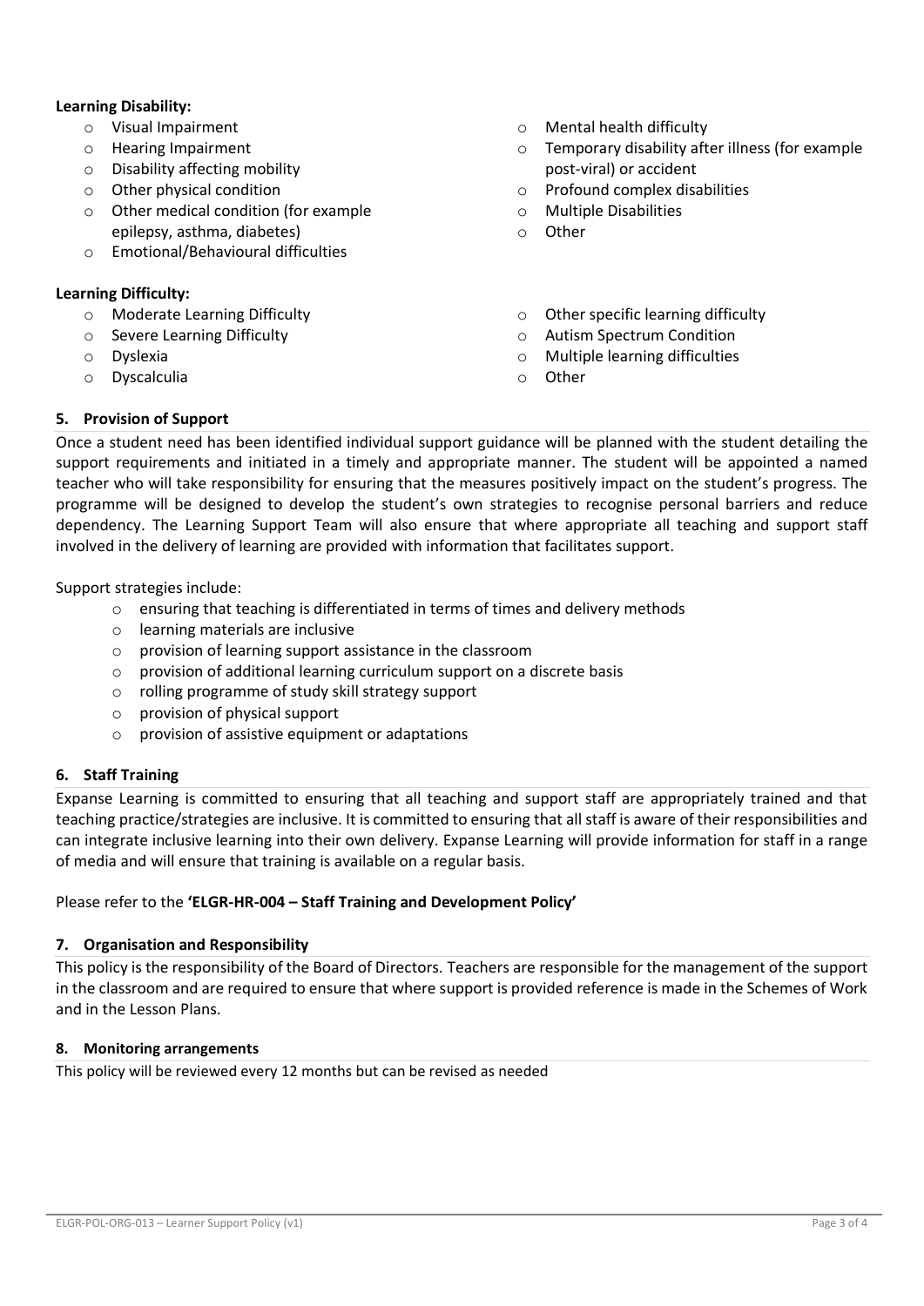**Learning Disability:**

- Visual Impairment
- Hearing Impairment
- Disability affecting mobility
- Other physical condition
- Other medical condition (for example epilepsy, asthma, diabetes)
- Emotional/Behavioural difficulties
- Mental health difficulty
- Temporary disability after illness (for example post-viral) or accident
- Profound complex disabilities
- Multiple Disabilities
- Other

**Learning Difficulty:**

- Moderate Learning Difficulty
- Severe Learning Difficulty
- Dyslexia
- Dyscalculia
- Other specific learning difficulty
- Autism Spectrum Condition
- Multiple learning difficulties
- Other

## 5. Provision of Support

Once a student need has been identified individual support guidance will be planned with the student detailing the support requirements and initiated in a timely and appropriate manner. The student will be appointed a named teacher who will take responsibility for ensuring that the measures positively impact on the student's progress. The programme will be designed to develop the student's own strategies to recognise personal barriers and reduce dependency. The Learning Support Team will also ensure that where appropriate all teaching and support staff involved in the delivery of learning are provided with information that facilitates support.

Support strategies include:

- ensuring that teaching is differentiated in terms of times and delivery methods
- learning materials are inclusive
- provision of learning support assistance in the classroom
- provision of additional learning curriculum support on a discrete basis
- rolling programme of study skill strategy support
- provision of physical support
- provision of assistive equipment or adaptations

## 6. Staff Training

Expanse Learning is committed to ensuring that all teaching and support staff are appropriately trained and that teaching practice/strategies are inclusive. It is committed to ensuring that all staff is aware of their responsibilities and can integrate inclusive learning into their own delivery. Expanse Learning will provide information for staff in a range of media and will ensure that training is available on a regular basis.

Please refer to the **'ELGR-HR-004 – Staff Training and Development Policy'**

## 7. Organisation and Responsibility

This policy is the responsibility of the Board of Directors. Teachers are responsible for the management of the support in the classroom and are required to ensure that where support is provided reference is made in the Schemes of Work and in the Lesson Plans.

## 8. Monitoring arrangements

This policy will be reviewed every 12 months but can be revised as needed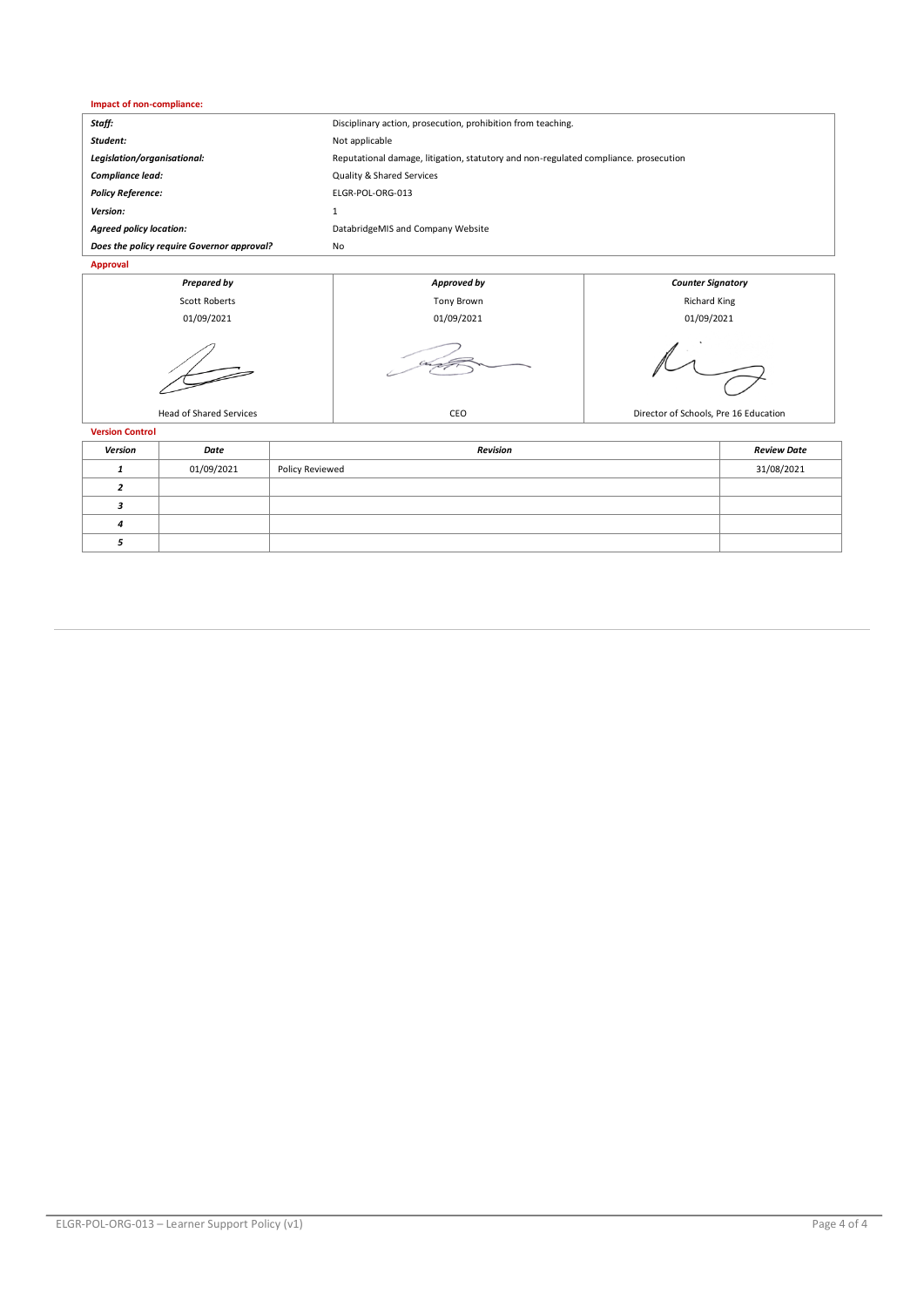**Impact of non-compliance:**

| | |
|---|---|
| ***Staff:*** | Disciplinary action, prosecution, prohibition from teaching. |
| ***Student:*** | Not applicable |
| ***Legislation/organisational:*** | Reputational damage, litigation, statutory and non-regulated compliance. prosecution |
| ***Compliance lead:*** | Quality & Shared Services |
| ***Policy Reference:*** | ELGR-POL-ORG-013 |
| ***Version:*** | 1 |
| ***Agreed policy location:*** | DatabridgeMIS and Company Website |
| ***Does the policy require Governor approval?*** | No |

**Approval**

| ***Prepared by*** | ***Approved by*** | ***Counter Signatory*** |
|---|---|---|
| Scott Roberts | Tony Brown | Richard King |
| 01/09/2021 | 01/09/2021 | 01/09/2021 |
| Head of Shared Services | CEO | Director of Schools, Pre 16 Education |

**Version Control**

| ***Version*** | ***Date*** | ***Revision*** | ***Review Date*** |
|---|---|---|---|
| *1* | 01/09/2021 | Policy Reviewed | 31/08/2021 |
| *2* | | | |
| *3* | | | |
| *4* | | | |
| *5* | | | |